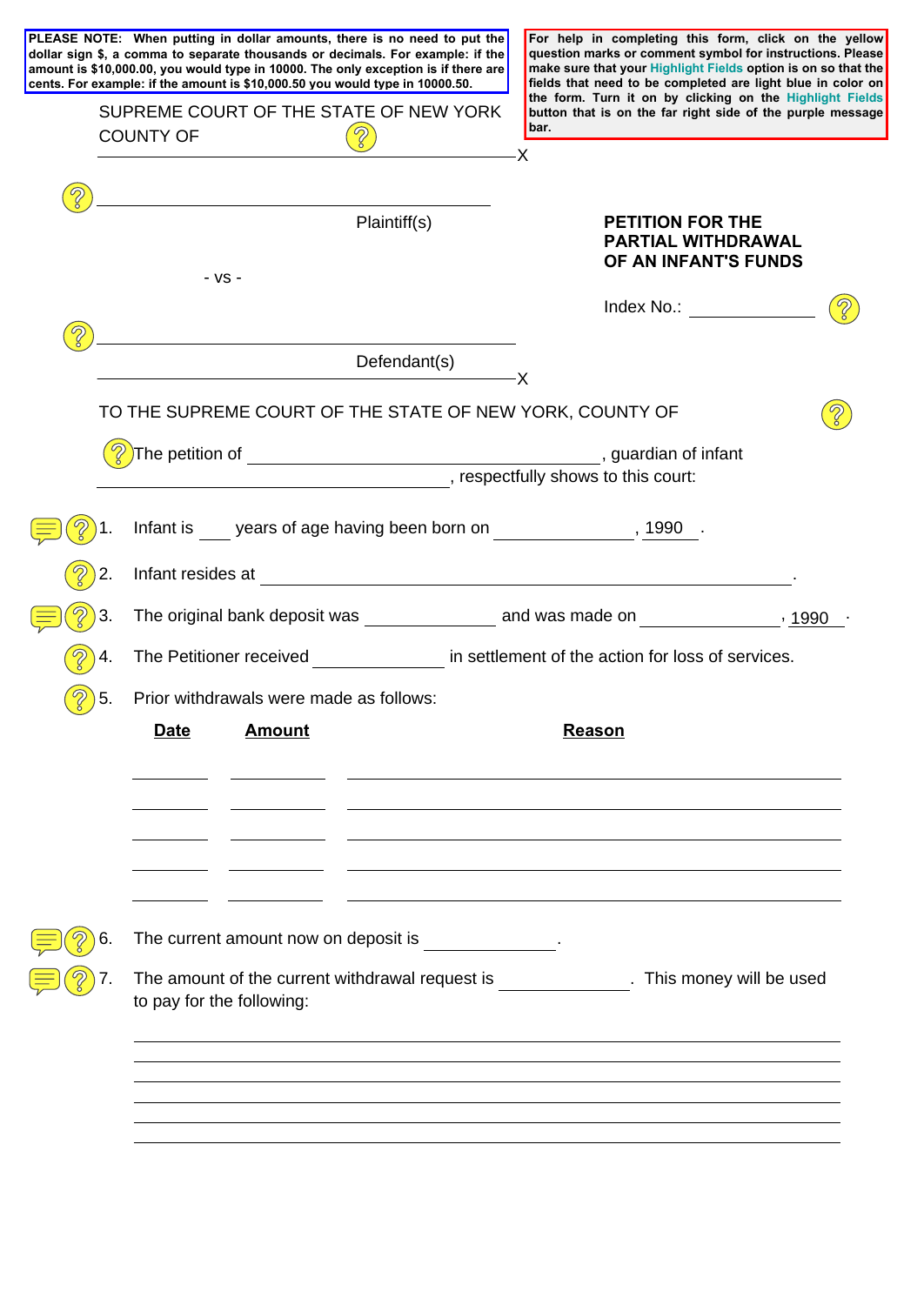**PLEASE NOTE: When putting in dollar amounts, there is no need to put the dollar sign $, a comma to separate thousands or decimals. For example: if the amount is $10,000.00, you would type in 10000. The only exception is if there are cents. For example: if the amount is $10,000.50 you would type in 10000.50.**

**For help in completing this form, click on the yellow question marks or comment symbol for instructions. Please make sure that your Highlight Fields option is on so that the fields that need to be completed are light blue in color on the form. Turn it on by clicking on the Highlight Fields button that is on the far right side of the purple message bar.**

SUPREME COURT OF THE STATE OF NEW YORK
COUNTY OF

\_\_\_\_\_\_\_\_\_\_\_\_\_\_\_\_\_\_\_\_\_\_\_\_\_\_\_\_\_\_\_\_\_\_\_\_\_\_\_\_\_\_\_\_X

\_\_\_\_\_\_\_\_\_\_\_\_\_\_\_\_\_\_\_\_\_\_\_\_\_\_\_\_\_\_\_\_\_\_\_\_\_\_\_\_\_\_\_\_

Plaintiff(s)

- vs -

\_\_\_\_\_\_\_\_\_\_\_\_\_\_\_\_\_\_\_\_\_\_\_\_\_\_\_\_\_\_\_\_\_\_\_\_\_\_\_\_\_\_\_\_

Defendant(s)

\_\_\_\_\_\_\_\_\_\_\_\_\_\_\_\_\_\_\_\_\_\_\_\_\_\_\_\_\_\_\_\_\_\_\_\_\_\_\_\_\_\_\_\_X

**PETITION FOR THE PARTIAL WITHDRAWAL OF AN INFANT'S FUNDS**

Index No.: \_\_\_\_\_\_\_\_\_\_\_\_

TO THE SUPREME COURT OF THE STATE OF NEW YORK, COUNTY OF

The petition of \_\_\_\_\_\_\_\_\_\_\_\_\_\_\_\_\_\_\_\_\_\_\_\_\_\_\_\_\_\_\_\_\_\_\_\_\_\_, guardian of infant \_\_\_\_\_\_\_\_\_\_\_\_\_\_\_\_\_\_\_\_\_\_\_\_\_\_\_\_\_\_\_\_\_\_\_\_\_\_, respectfully shows to this court:

1. Infant is \_\_\_ years of age having been born on \_\_\_\_\_\_\_\_\_\_\_\_\_\_, 1990 .

2. Infant resides at \_\_\_\_\_\_\_\_\_\_\_\_\_\_\_\_\_\_\_\_\_\_\_\_\_\_\_\_\_\_\_\_\_\_\_\_\_\_\_\_\_\_\_\_\_\_\_\_\_\_\_\_.

3. The original bank deposit was \_\_\_\_\_\_\_\_\_\_\_\_ and was made on \_\_\_\_\_\_\_\_\_\_\_\_\_\_, 1990 .

4. The Petitioner received \_\_\_\_\_\_\_\_\_\_\_\_ in settlement of the action for loss of services.

5. Prior withdrawals were made as follows:

| **Date** | **Amount** | **Reason** |
|---|---|---|
| | | |
| | | |
| | | |
| | | |
| | | |

6. The current amount now on deposit is \_\_\_\_\_\_\_\_\_\_\_\_.

7. The amount of the current withdrawal request is \_\_\_\_\_\_\_\_\_\_\_\_. This money will be used to pay for the following:

\_\_\_\_\_\_\_\_\_\_\_\_\_\_\_\_\_\_\_\_\_\_\_\_\_\_\_\_\_\_\_\_\_\_\_\_\_\_\_\_\_\_\_\_\_\_\_\_\_\_\_\_\_\_\_\_\_\_\_\_\_\_\_\_\_\_\_\_\_\_

\_\_\_\_\_\_\_\_\_\_\_\_\_\_\_\_\_\_\_\_\_\_\_\_\_\_\_\_\_\_\_\_\_\_\_\_\_\_\_\_\_\_\_\_\_\_\_\_\_\_\_\_\_\_\_\_\_\_\_\_\_\_\_\_\_\_\_\_\_\_

\_\_\_\_\_\_\_\_\_\_\_\_\_\_\_\_\_\_\_\_\_\_\_\_\_\_\_\_\_\_\_\_\_\_\_\_\_\_\_\_\_\_\_\_\_\_\_\_\_\_\_\_\_\_\_\_\_\_\_\_\_\_\_\_\_\_\_\_\_\_

\_\_\_\_\_\_\_\_\_\_\_\_\_\_\_\_\_\_\_\_\_\_\_\_\_\_\_\_\_\_\_\_\_\_\_\_\_\_\_\_\_\_\_\_\_\_\_\_\_\_\_\_\_\_\_\_\_\_\_\_\_\_\_\_\_\_\_\_\_\_

\_\_\_\_\_\_\_\_\_\_\_\_\_\_\_\_\_\_\_\_\_\_\_\_\_\_\_\_\_\_\_\_\_\_\_\_\_\_\_\_\_\_\_\_\_\_\_\_\_\_\_\_\_\_\_\_\_\_\_\_\_\_\_\_\_\_\_\_\_\_

\_\_\_\_\_\_\_\_\_\_\_\_\_\_\_\_\_\_\_\_\_\_\_\_\_\_\_\_\_\_\_\_\_\_\_\_\_\_\_\_\_\_\_\_\_\_\_\_\_\_\_\_\_\_\_\_\_\_\_\_\_\_\_\_\_\_\_\_\_\_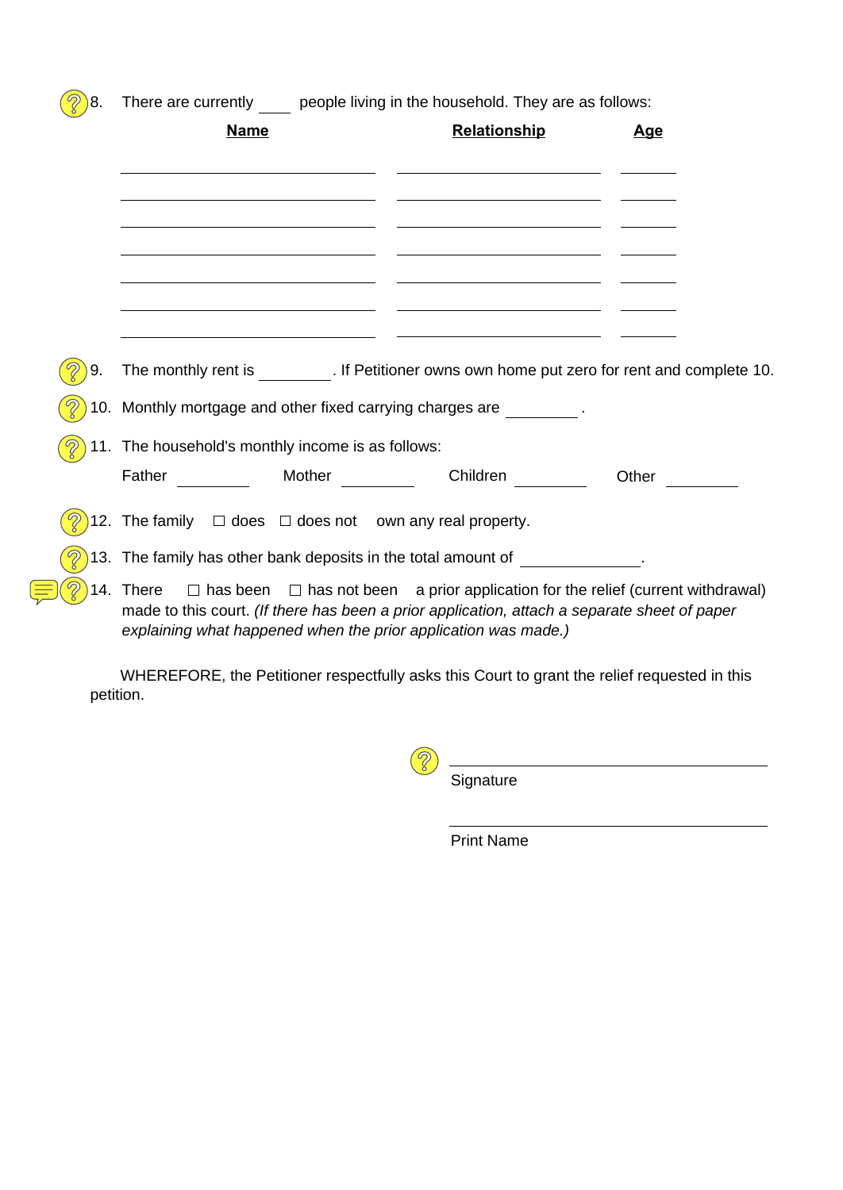8. There are currently ____ people living in the household. They are as follows:

| **Name** | **Relationship** | **Age** |
|---|---|---|
| | | |
| | | |
| | | |
| | | |
| | | |
| | | |
| | | |

9. The monthly rent is ________. If Petitioner owns own home put zero for rent and complete 10.

10. Monthly mortgage and other fixed carrying charges are ________ .

11. The household's monthly income is as follows:

    Father ________ Mother ________ Children ________ Other ________

12. The family ☐ does ☐ does not own any real property.

13. The family has other bank deposits in the total amount of ______________.

14. There ☐ has been ☐ has not been a prior application for the relief (current withdrawal) made to this court. *(If there has been a prior application, attach a separate sheet of paper explaining what happened when the prior application was made.)*

WHEREFORE, the Petitioner respectfully asks this Court to grant the relief requested in this petition.

______________________________
Signature

______________________________
Print Name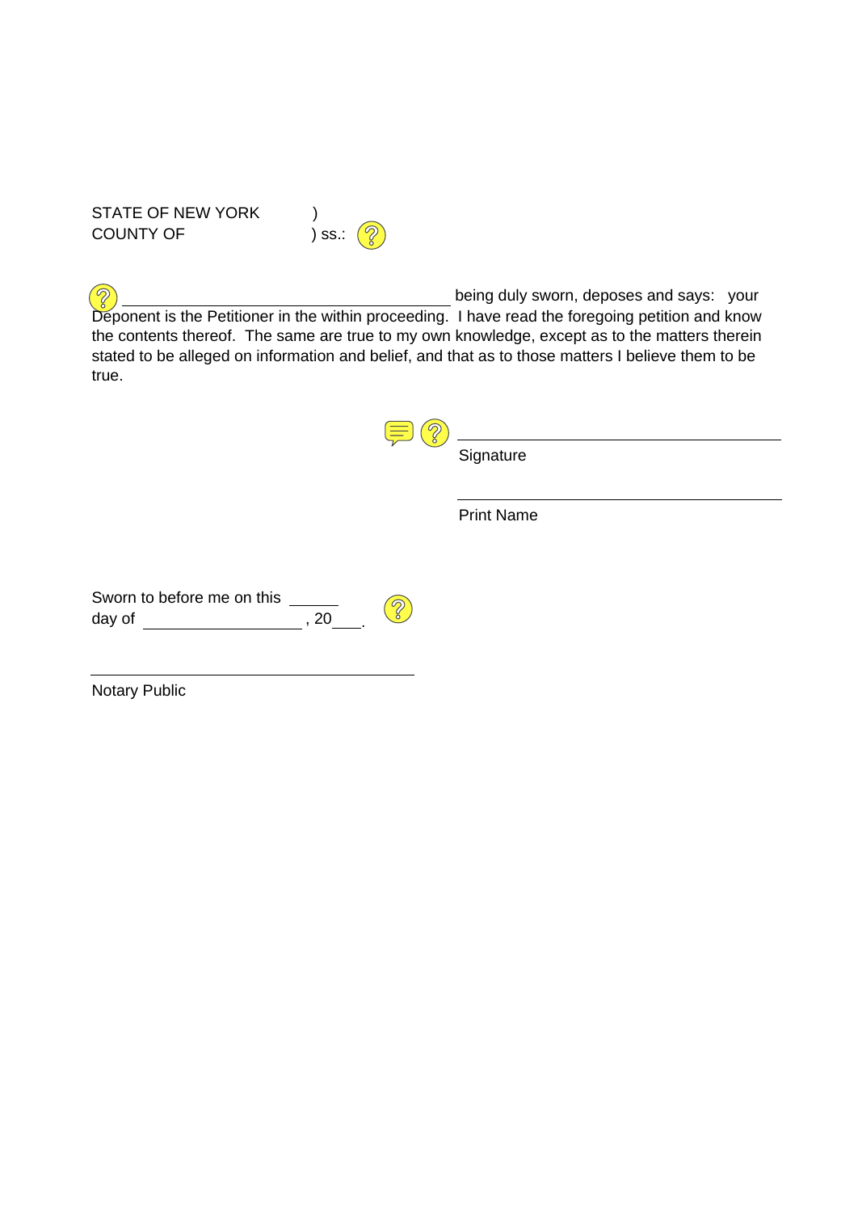STATE OF NEW YORK )
COUNTY OF ) ss.:

________________________________ being duly sworn, deposes and says: your Deponent is the Petitioner in the within proceeding. I have read the foregoing petition and know the contents thereof. The same are true to my own knowledge, except as to the matters therein stated to be alleged on information and belief, and that as to those matters I believe them to be true.

________________________________
Signature

________________________________
Print Name

Sworn to before me on this ______
day of ________________, 20___.

________________________________
Notary Public